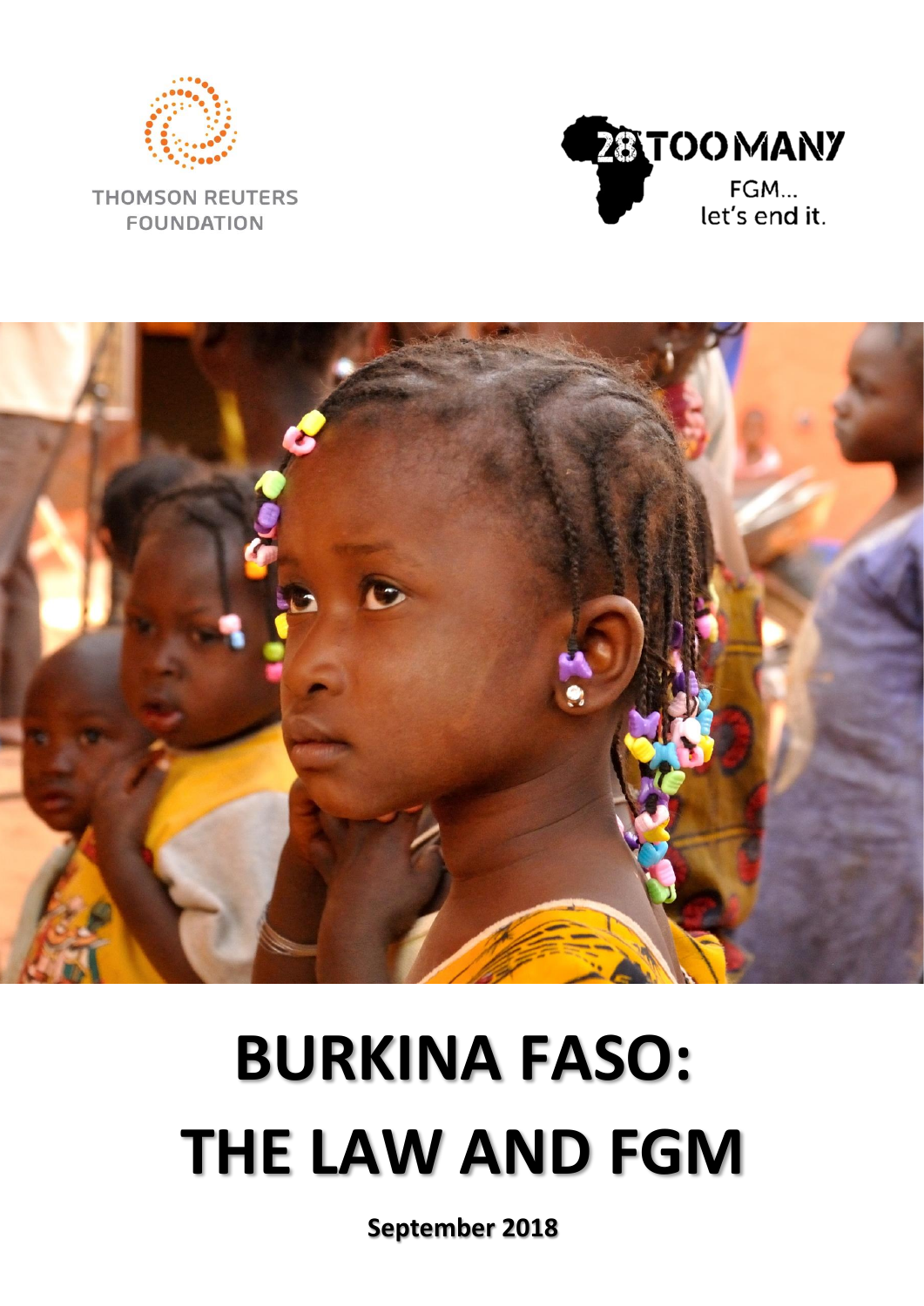THOMSON REUTERS FOUNDATION

28TOOMANY
FGM... let's end it.

# BURKINA FASO: THE LAW AND FGM

**September 2018**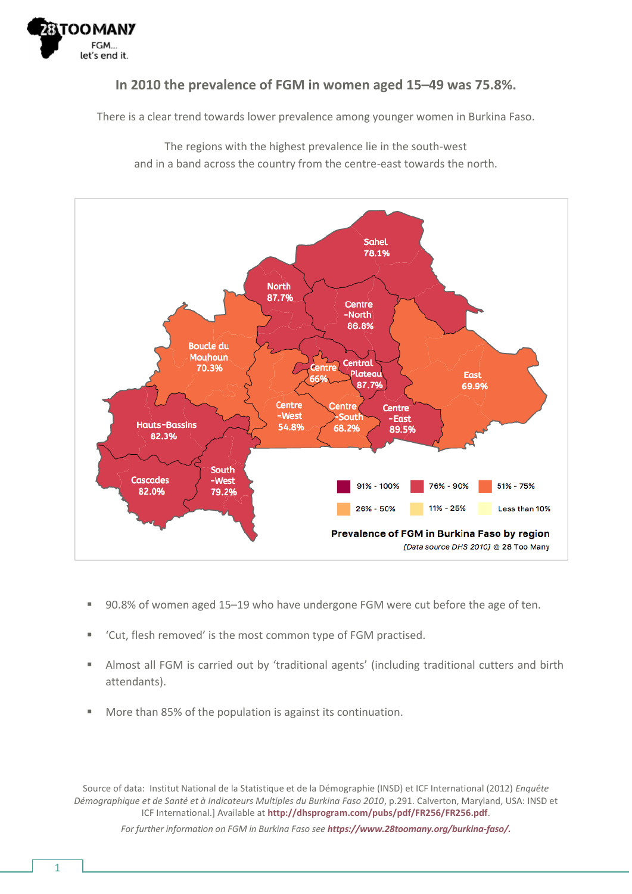## In 2010 the prevalence of FGM in women aged 15–49 was 75.8%.

There is a clear trend towards lower prevalence among younger women in Burkina Faso.

The regions with the highest prevalence lie in the south-west and in a band across the country from the centre-east towards the north.

Sahel 78.1%
North 87.7%
Centre-North 86.8%
Boucle du Mouhoun 70.3%
Centre 66%
Central Plateau 87.7%
East 69.9%
Centre-West 54.8%
Centre-South 68.2%
Centre-East 89.5%
Hauts-Bassins 82.3%
South-West 79.2%
Cascades 82.0%

91% - 100% | 76% - 90% | 51% - 75% | 26% - 50% | 11% - 25% | Less than 10%

**Prevalence of FGM in Burkina Faso by region**

*[Data source DHS 2010]* © 28 Too Many

- 90.8% of women aged 15–19 who have undergone FGM were cut before the age of ten.
- 'Cut, flesh removed' is the most common type of FGM practised.
- Almost all FGM is carried out by 'traditional agents' (including traditional cutters and birth attendants).
- More than 85% of the population is against its continuation.

Source of data: Institut National de la Statistique et de la Démographie (INSD) et ICF International (2012) *Enquête Démographique et de Santé et à Indicateurs Multiples du Burkina Faso 2010*, p.291. Calverton, Maryland, USA: INSD et ICF International.] Available at **http://dhsprogram.com/pubs/pdf/FR256/FR256.pdf**.

*For further information on FGM in Burkina Faso see* ***https://www.28toomany.org/burkina-faso/.***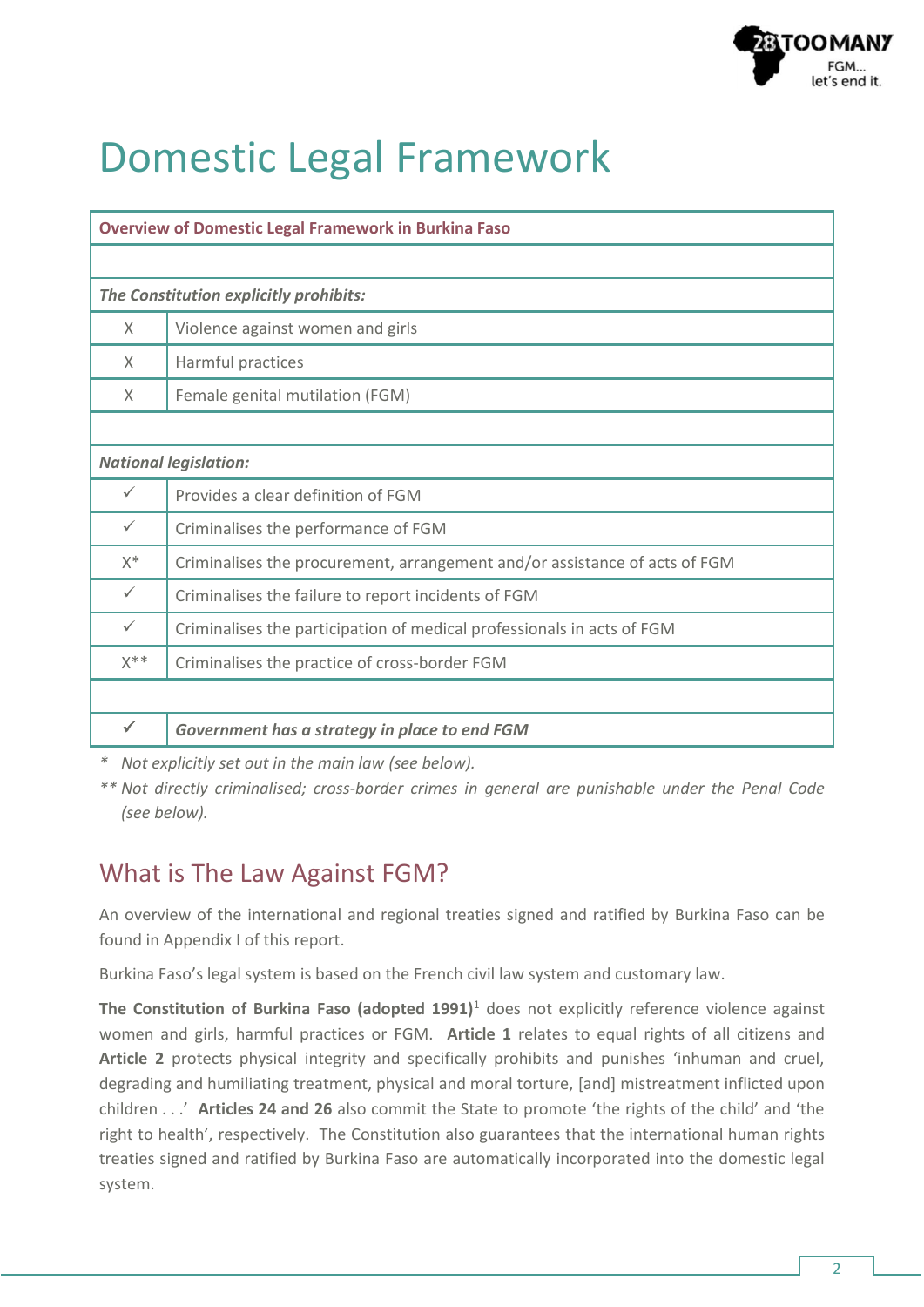# Domestic Legal Framework

| Overview of Domestic Legal Framework in Burkina Faso | |
|---|---|
| | |
| ***The Constitution explicitly prohibits:*** | |
| X | Violence against women and girls |
| X | Harmful practices |
| X | Female genital mutilation (FGM) |
| | |
| ***National legislation:*** | |
| ✓ | Provides a clear definition of FGM |
| ✓ | Criminalises the performance of FGM |
| X* | Criminalises the procurement, arrangement and/or assistance of acts of FGM |
| ✓ | Criminalises the failure to report incidents of FGM |
| ✓ | Criminalises the participation of medical professionals in acts of FGM |
| X** | Criminalises the practice of cross-border FGM |
| | |
| ✓ | ***Government has a strategy in place to end FGM*** |

*\* Not explicitly set out in the main law (see below).*

*\*\* Not directly criminalised; cross-border crimes in general are punishable under the Penal Code (see below).*

## What is The Law Against FGM?

An overview of the international and regional treaties signed and ratified by Burkina Faso can be found in Appendix I of this report.

Burkina Faso's legal system is based on the French civil law system and customary law.

**The Constitution of Burkina Faso (adopted 1991)**[1] does not explicitly reference violence against women and girls, harmful practices or FGM. **Article 1** relates to equal rights of all citizens and **Article 2** protects physical integrity and specifically prohibits and punishes 'inhuman and cruel, degrading and humiliating treatment, physical and moral torture, [and] mistreatment inflicted upon children . . .' **Articles 24 and 26** also commit the State to promote 'the rights of the child' and 'the right to health', respectively. The Constitution also guarantees that the international human rights treaties signed and ratified by Burkina Faso are automatically incorporated into the domestic legal system.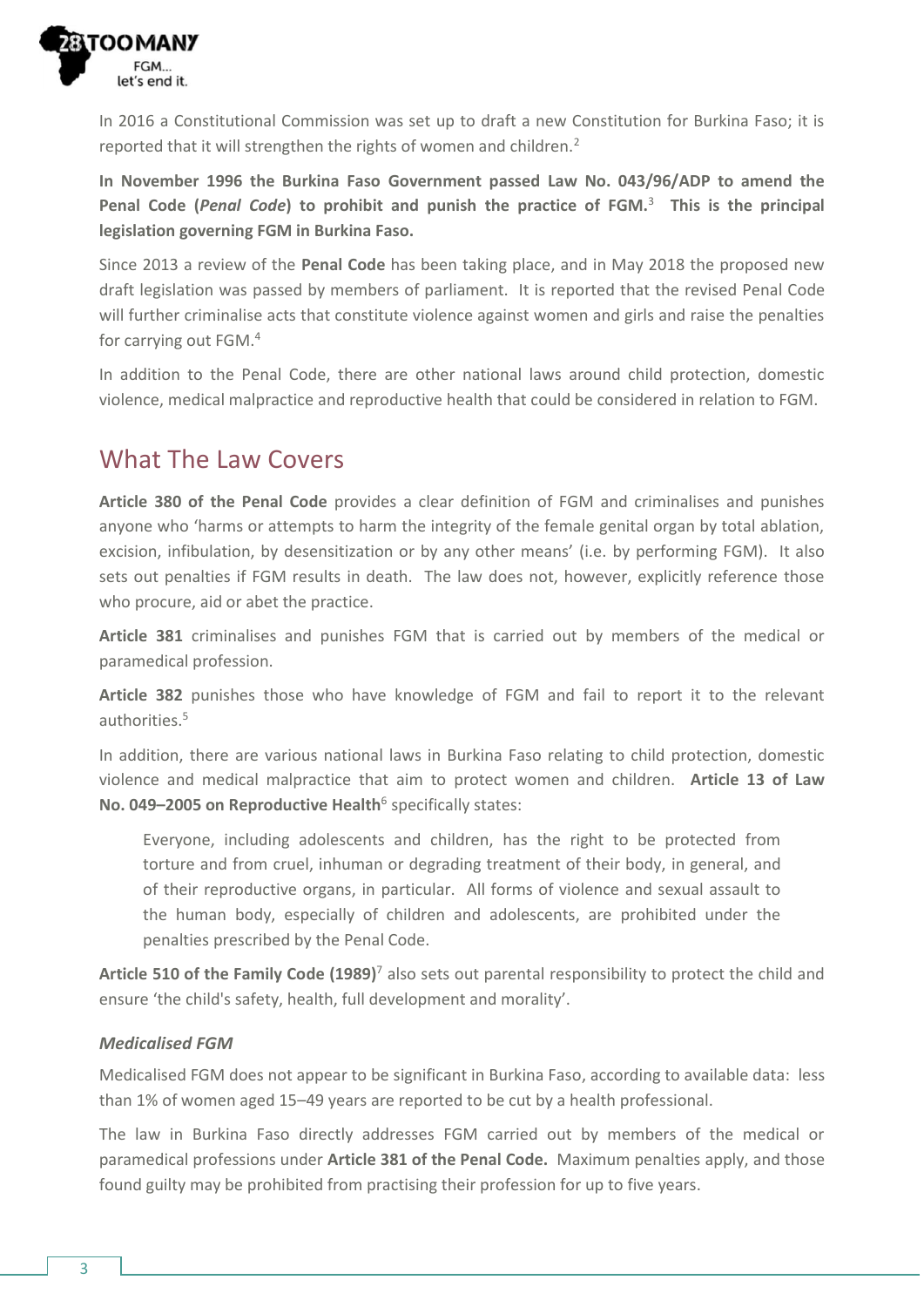In 2016 a Constitutional Commission was set up to draft a new Constitution for Burkina Faso; it is reported that it will strengthen the rights of women and children.[2]

**In November 1996 the Burkina Faso Government passed Law No. 043/96/ADP to amend the Penal Code (*Penal Code*) to prohibit and punish the practice of FGM.**[3] **This is the principal legislation governing FGM in Burkina Faso.**

Since 2013 a review of the **Penal Code** has been taking place, and in May 2018 the proposed new draft legislation was passed by members of parliament. It is reported that the revised Penal Code will further criminalise acts that constitute violence against women and girls and raise the penalties for carrying out FGM.[4]

In addition to the Penal Code, there are other national laws around child protection, domestic violence, medical malpractice and reproductive health that could be considered in relation to FGM.

## What The Law Covers

**Article 380 of the Penal Code** provides a clear definition of FGM and criminalises and punishes anyone who 'harms or attempts to harm the integrity of the female genital organ by total ablation, excision, infibulation, by desensitization or by any other means' (i.e. by performing FGM). It also sets out penalties if FGM results in death. The law does not, however, explicitly reference those who procure, aid or abet the practice.

**Article 381** criminalises and punishes FGM that is carried out by members of the medical or paramedical profession.

**Article 382** punishes those who have knowledge of FGM and fail to report it to the relevant authorities.[5]

In addition, there are various national laws in Burkina Faso relating to child protection, domestic violence and medical malpractice that aim to protect women and children. **Article 13 of Law No. 049–2005 on Reproductive Health**[6] specifically states:

> Everyone, including adolescents and children, has the right to be protected from torture and from cruel, inhuman or degrading treatment of their body, in general, and of their reproductive organs, in particular. All forms of violence and sexual assault to the human body, especially of children and adolescents, are prohibited under the penalties prescribed by the Penal Code.

**Article 510 of the Family Code (1989)**[7] also sets out parental responsibility to protect the child and ensure 'the child's safety, health, full development and morality'.

### *Medicalised FGM*

Medicalised FGM does not appear to be significant in Burkina Faso, according to available data: less than 1% of women aged 15–49 years are reported to be cut by a health professional.

The law in Burkina Faso directly addresses FGM carried out by members of the medical or paramedical professions under **Article 381 of the Penal Code.** Maximum penalties apply, and those found guilty may be prohibited from practising their profession for up to five years.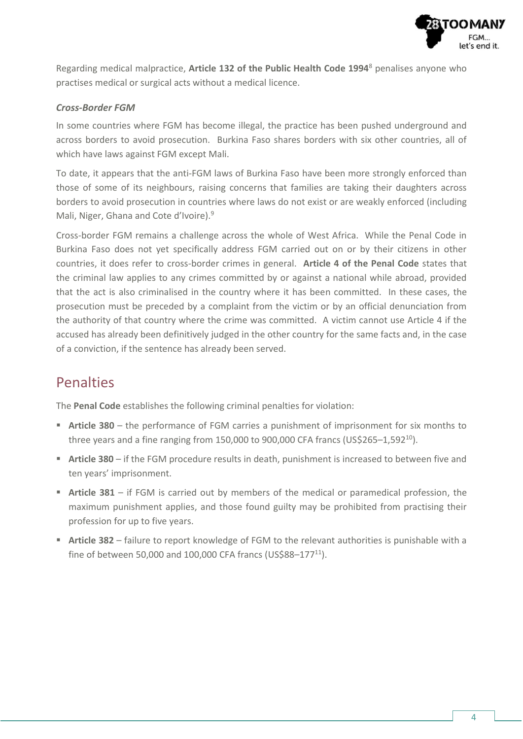Regarding medical malpractice, **Article 132 of the Public Health Code 1994**[8] penalises anyone who practises medical or surgical acts without a medical licence.

### *Cross-Border FGM*

In some countries where FGM has become illegal, the practice has been pushed underground and across borders to avoid prosecution. Burkina Faso shares borders with six other countries, all of which have laws against FGM except Mali.

To date, it appears that the anti-FGM laws of Burkina Faso have been more strongly enforced than those of some of its neighbours, raising concerns that families are taking their daughters across borders to avoid prosecution in countries where laws do not exist or are weakly enforced (including Mali, Niger, Ghana and Cote d'Ivoire).[9]

Cross-border FGM remains a challenge across the whole of West Africa. While the Penal Code in Burkina Faso does not yet specifically address FGM carried out on or by their citizens in other countries, it does refer to cross-border crimes in general. **Article 4 of the Penal Code** states that the criminal law applies to any crimes committed by or against a national while abroad, provided that the act is also criminalised in the country where it has been committed. In these cases, the prosecution must be preceded by a complaint from the victim or by an official denunciation from the authority of that country where the crime was committed. A victim cannot use Article 4 if the accused has already been definitively judged in the other country for the same facts and, in the case of a conviction, if the sentence has already been served.

## Penalties

The **Penal Code** establishes the following criminal penalties for violation:

- **Article 380** – the performance of FGM carries a punishment of imprisonment for six months to three years and a fine ranging from 150,000 to 900,000 CFA francs (US$265–1,592[10]).
- **Article 380** – if the FGM procedure results in death, punishment is increased to between five and ten years' imprisonment.
- **Article 381** – if FGM is carried out by members of the medical or paramedical profession, the maximum punishment applies, and those found guilty may be prohibited from practising their profession for up to five years.
- **Article 382** – failure to report knowledge of FGM to the relevant authorities is punishable with a fine of between 50,000 and 100,000 CFA francs (US$88–177[11]).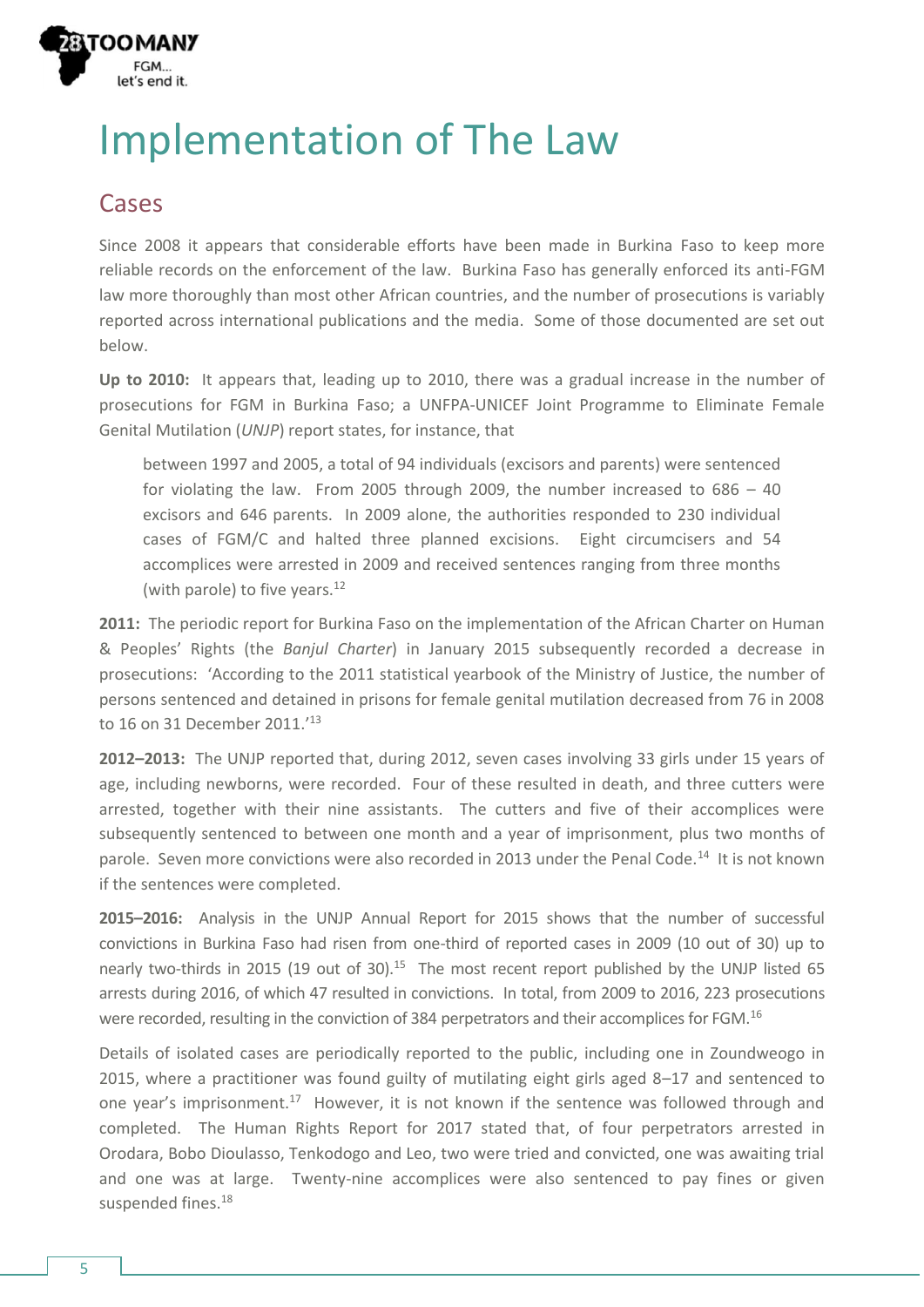# Implementation of The Law

## Cases

Since 2008 it appears that considerable efforts have been made in Burkina Faso to keep more reliable records on the enforcement of the law. Burkina Faso has generally enforced its anti-FGM law more thoroughly than most other African countries, and the number of prosecutions is variably reported across international publications and the media. Some of those documented are set out below.

**Up to 2010:** It appears that, leading up to 2010, there was a gradual increase in the number of prosecutions for FGM in Burkina Faso; a UNFPA-UNICEF Joint Programme to Eliminate Female Genital Mutilation (*UNJP*) report states, for instance, that

> between 1997 and 2005, a total of 94 individuals (excisors and parents) were sentenced for violating the law. From 2005 through 2009, the number increased to 686 – 40 excisors and 646 parents. In 2009 alone, the authorities responded to 230 individual cases of FGM/C and halted three planned excisions. Eight circumcisers and 54 accomplices were arrested in 2009 and received sentences ranging from three months (with parole) to five years.[12]

**2011:** The periodic report for Burkina Faso on the implementation of the African Charter on Human & Peoples' Rights (the *Banjul Charter*) in January 2015 subsequently recorded a decrease in prosecutions: 'According to the 2011 statistical yearbook of the Ministry of Justice, the number of persons sentenced and detained in prisons for female genital mutilation decreased from 76 in 2008 to 16 on 31 December 2011.'[13]

**2012–2013:** The UNJP reported that, during 2012, seven cases involving 33 girls under 15 years of age, including newborns, were recorded. Four of these resulted in death, and three cutters were arrested, together with their nine assistants. The cutters and five of their accomplices were subsequently sentenced to between one month and a year of imprisonment, plus two months of parole. Seven more convictions were also recorded in 2013 under the Penal Code.[14] It is not known if the sentences were completed.

**2015–2016:** Analysis in the UNJP Annual Report for 2015 shows that the number of successful convictions in Burkina Faso had risen from one-third of reported cases in 2009 (10 out of 30) up to nearly two-thirds in 2015 (19 out of 30).[15] The most recent report published by the UNJP listed 65 arrests during 2016, of which 47 resulted in convictions. In total, from 2009 to 2016, 223 prosecutions were recorded, resulting in the conviction of 384 perpetrators and their accomplices for FGM.[16]

Details of isolated cases are periodically reported to the public, including one in Zoundweogo in 2015, where a practitioner was found guilty of mutilating eight girls aged 8–17 and sentenced to one year's imprisonment.[17] However, it is not known if the sentence was followed through and completed. The Human Rights Report for 2017 stated that, of four perpetrators arrested in Orodara, Bobo Dioulasso, Tenkodogo and Leo, two were tried and convicted, one was awaiting trial and one was at large. Twenty-nine accomplices were also sentenced to pay fines or given suspended fines.[18]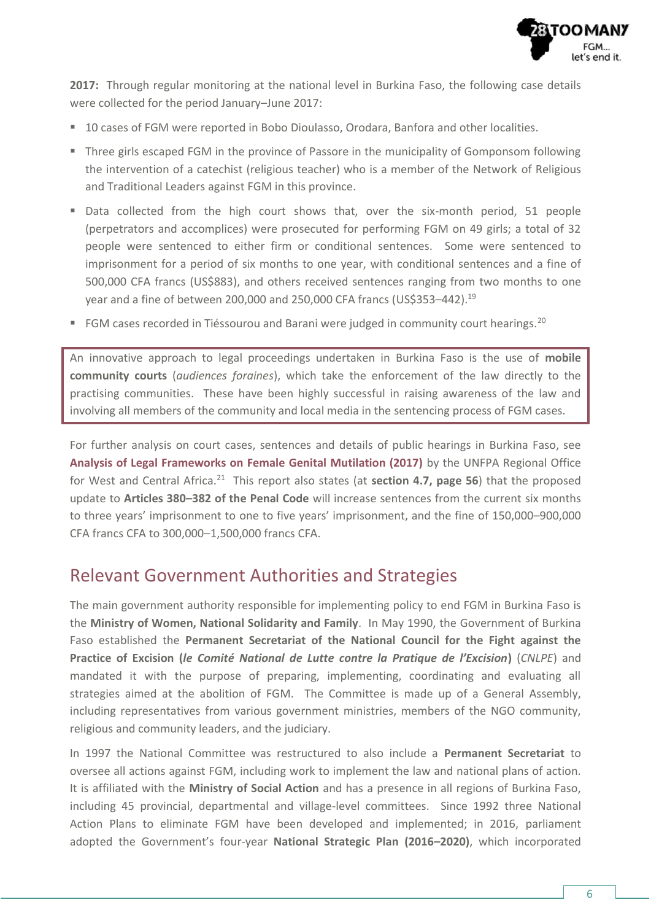**2017:** Through regular monitoring at the national level in Burkina Faso, the following case details were collected for the period January–June 2017:

- 10 cases of FGM were reported in Bobo Dioulasso, Orodara, Banfora and other localities.
- Three girls escaped FGM in the province of Passore in the municipality of Gomponsom following the intervention of a catechist (religious teacher) who is a member of the Network of Religious and Traditional Leaders against FGM in this province.
- Data collected from the high court shows that, over the six-month period, 51 people (perpetrators and accomplices) were prosecuted for performing FGM on 49 girls; a total of 32 people were sentenced to either firm or conditional sentences. Some were sentenced to imprisonment for a period of six months to one year, with conditional sentences and a fine of 500,000 CFA francs (US$883), and others received sentences ranging from two months to one year and a fine of between 200,000 and 250,000 CFA francs (US$353–442).[19]
- FGM cases recorded in Tiéssourou and Barani were judged in community court hearings.[20]

An innovative approach to legal proceedings undertaken in Burkina Faso is the use of **mobile community courts** (*audiences foraines*), which take the enforcement of the law directly to the practising communities. These have been highly successful in raising awareness of the law and involving all members of the community and local media in the sentencing process of FGM cases.

For further analysis on court cases, sentences and details of public hearings in Burkina Faso, see **Analysis of Legal Frameworks on Female Genital Mutilation (2017)** by the UNFPA Regional Office for West and Central Africa.[21] This report also states (at **section 4.7, page 56**) that the proposed update to **Articles 380–382 of the Penal Code** will increase sentences from the current six months to three years' imprisonment to one to five years' imprisonment, and the fine of 150,000–900,000 CFA francs CFA to 300,000–1,500,000 francs CFA.

## Relevant Government Authorities and Strategies

The main government authority responsible for implementing policy to end FGM in Burkina Faso is the **Ministry of Women, National Solidarity and Family**. In May 1990, the Government of Burkina Faso established the **Permanent Secretariat of the National Council for the Fight against the Practice of Excision (*le Comité National de Lutte contre la Pratique de l'Excision*)** (*CNLPE*) and mandated it with the purpose of preparing, implementing, coordinating and evaluating all strategies aimed at the abolition of FGM. The Committee is made up of a General Assembly, including representatives from various government ministries, members of the NGO community, religious and community leaders, and the judiciary.

In 1997 the National Committee was restructured to also include a **Permanent Secretariat** to oversee all actions against FGM, including work to implement the law and national plans of action. It is affiliated with the **Ministry of Social Action** and has a presence in all regions of Burkina Faso, including 45 provincial, departmental and village-level committees. Since 1992 three National Action Plans to eliminate FGM have been developed and implemented; in 2016, parliament adopted the Government's four-year **National Strategic Plan (2016–2020)**, which incorporated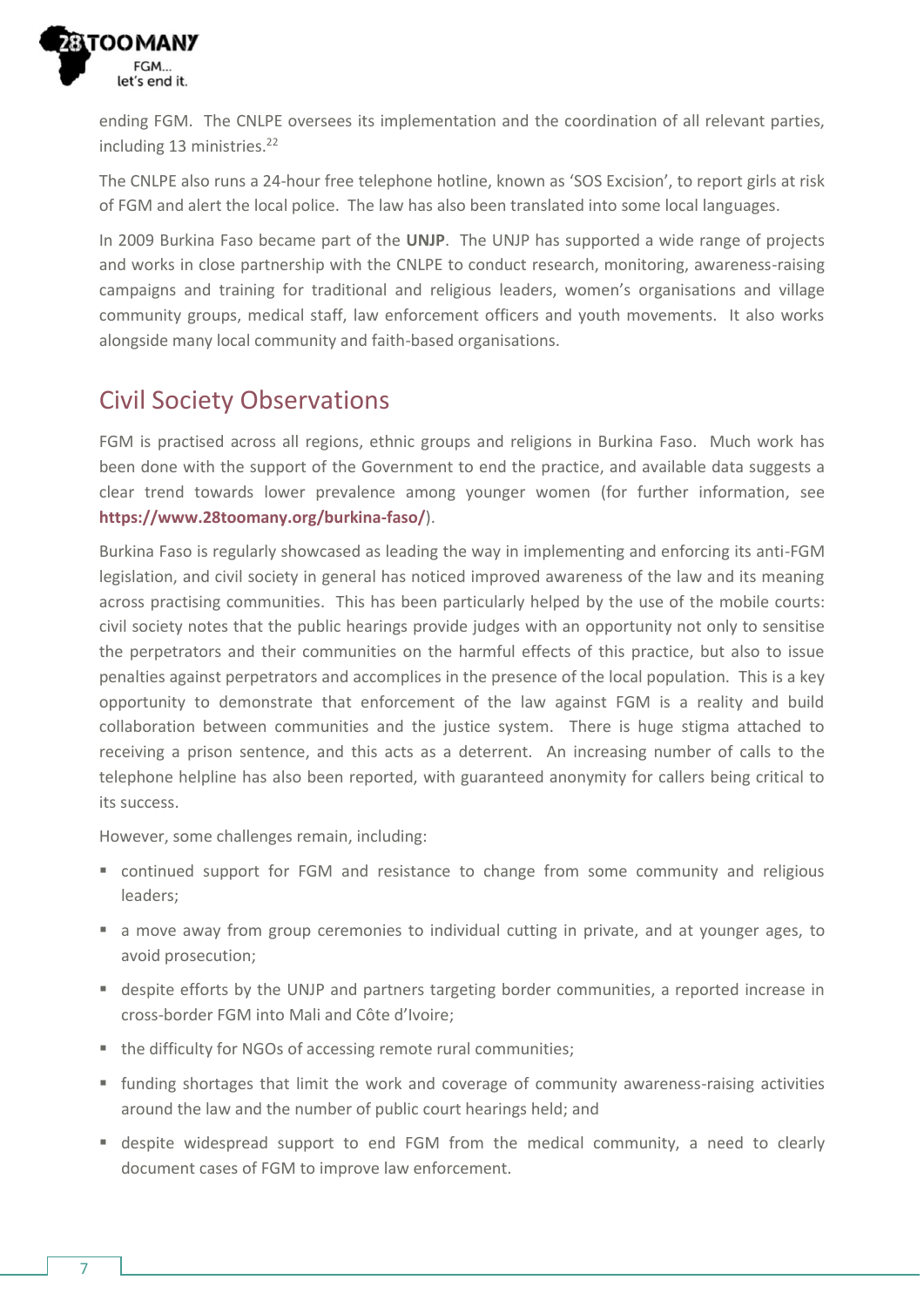ending FGM. The CNLPE oversees its implementation and the coordination of all relevant parties, including 13 ministries.[22]

The CNLPE also runs a 24-hour free telephone hotline, known as 'SOS Excision', to report girls at risk of FGM and alert the local police. The law has also been translated into some local languages.

In 2009 Burkina Faso became part of the **UNJP**. The UNJP has supported a wide range of projects and works in close partnership with the CNLPE to conduct research, monitoring, awareness-raising campaigns and training for traditional and religious leaders, women's organisations and village community groups, medical staff, law enforcement officers and youth movements. It also works alongside many local community and faith-based organisations.

## Civil Society Observations

FGM is practised across all regions, ethnic groups and religions in Burkina Faso. Much work has been done with the support of the Government to end the practice, and available data suggests a clear trend towards lower prevalence among younger women (for further information, see **https://www.28toomany.org/burkina-faso/**).

Burkina Faso is regularly showcased as leading the way in implementing and enforcing its anti-FGM legislation, and civil society in general has noticed improved awareness of the law and its meaning across practising communities. This has been particularly helped by the use of the mobile courts: civil society notes that the public hearings provide judges with an opportunity not only to sensitise the perpetrators and their communities on the harmful effects of this practice, but also to issue penalties against perpetrators and accomplices in the presence of the local population. This is a key opportunity to demonstrate that enforcement of the law against FGM is a reality and build collaboration between communities and the justice system. There is huge stigma attached to receiving a prison sentence, and this acts as a deterrent. An increasing number of calls to the telephone helpline has also been reported, with guaranteed anonymity for callers being critical to its success.

However, some challenges remain, including:

- continued support for FGM and resistance to change from some community and religious leaders;
- a move away from group ceremonies to individual cutting in private, and at younger ages, to avoid prosecution;
- despite efforts by the UNJP and partners targeting border communities, a reported increase in cross-border FGM into Mali and Côte d'Ivoire;
- the difficulty for NGOs of accessing remote rural communities;
- funding shortages that limit the work and coverage of community awareness-raising activities around the law and the number of public court hearings held; and
- despite widespread support to end FGM from the medical community, a need to clearly document cases of FGM to improve law enforcement.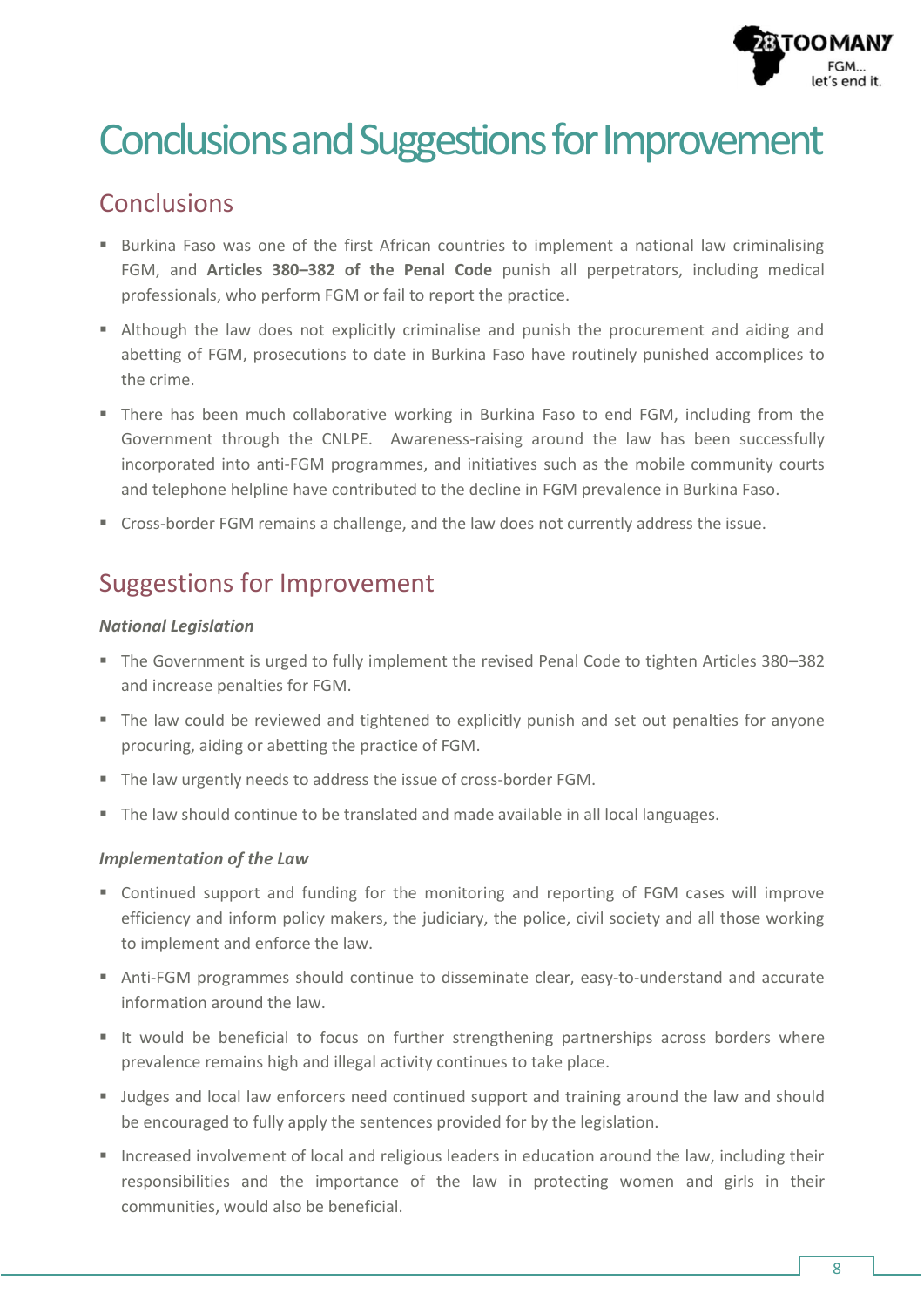# Conclusions and Suggestions for Improvement

## Conclusions

- Burkina Faso was one of the first African countries to implement a national law criminalising FGM, and **Articles 380–382 of the Penal Code** punish all perpetrators, including medical professionals, who perform FGM or fail to report the practice.
- Although the law does not explicitly criminalise and punish the procurement and aiding and abetting of FGM, prosecutions to date in Burkina Faso have routinely punished accomplices to the crime.
- There has been much collaborative working in Burkina Faso to end FGM, including from the Government through the CNLPE. Awareness-raising around the law has been successfully incorporated into anti-FGM programmes, and initiatives such as the mobile community courts and telephone helpline have contributed to the decline in FGM prevalence in Burkina Faso.
- Cross-border FGM remains a challenge, and the law does not currently address the issue.

## Suggestions for Improvement

### *National Legislation*

- The Government is urged to fully implement the revised Penal Code to tighten Articles 380–382 and increase penalties for FGM.
- The law could be reviewed and tightened to explicitly punish and set out penalties for anyone procuring, aiding or abetting the practice of FGM.
- The law urgently needs to address the issue of cross-border FGM.
- The law should continue to be translated and made available in all local languages.

### *Implementation of the Law*

- Continued support and funding for the monitoring and reporting of FGM cases will improve efficiency and inform policy makers, the judiciary, the police, civil society and all those working to implement and enforce the law.
- Anti-FGM programmes should continue to disseminate clear, easy-to-understand and accurate information around the law.
- It would be beneficial to focus on further strengthening partnerships across borders where prevalence remains high and illegal activity continues to take place.
- Judges and local law enforcers need continued support and training around the law and should be encouraged to fully apply the sentences provided for by the legislation.
- Increased involvement of local and religious leaders in education around the law, including their responsibilities and the importance of the law in protecting women and girls in their communities, would also be beneficial.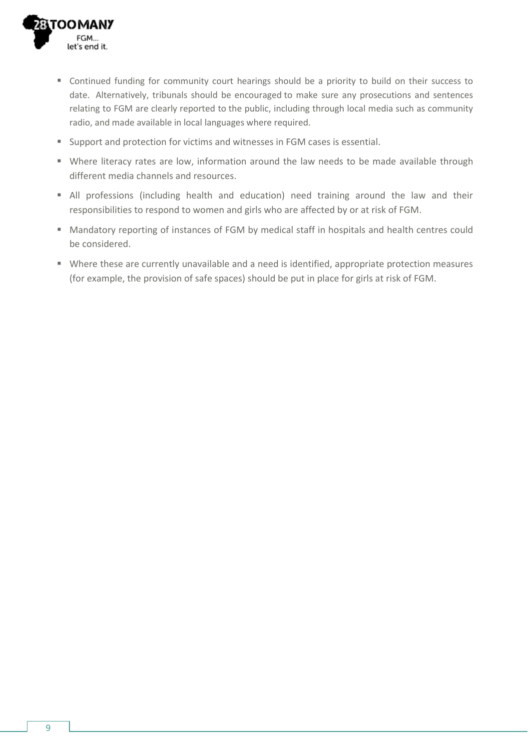- Continued funding for community court hearings should be a priority to build on their success to date. Alternatively, tribunals should be encouraged to make sure any prosecutions and sentences relating to FGM are clearly reported to the public, including through local media such as community radio, and made available in local languages where required.
- Support and protection for victims and witnesses in FGM cases is essential.
- Where literacy rates are low, information around the law needs to be made available through different media channels and resources.
- All professions (including health and education) need training around the law and their responsibilities to respond to women and girls who are affected by or at risk of FGM.
- Mandatory reporting of instances of FGM by medical staff in hospitals and health centres could be considered.
- Where these are currently unavailable and a need is identified, appropriate protection measures (for example, the provision of safe spaces) should be put in place for girls at risk of FGM.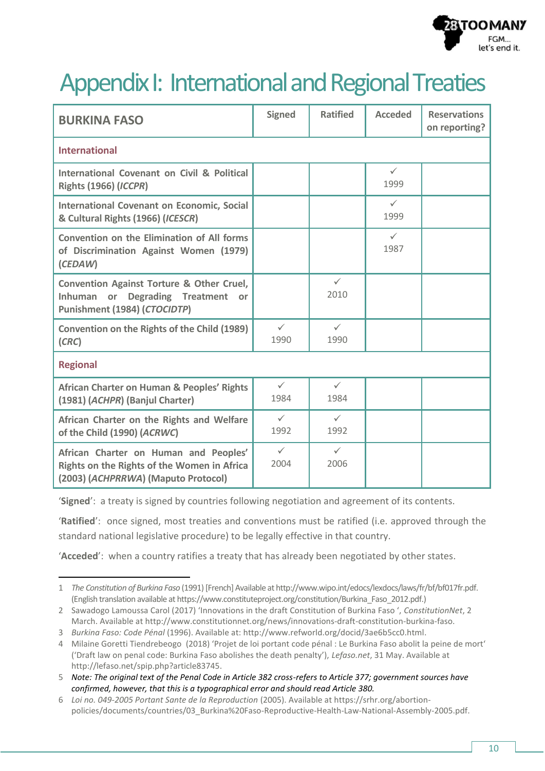# Appendix I: International and Regional Treaties

| BURKINA FASO | Signed | Ratified | Acceded | Reservations on reporting? |
|---|---|---|---|---|
| **International** | | | | |
| International Covenant on Civil & Political Rights (1966) (*ICCPR*) | | | ✓ 1999 | |
| International Covenant on Economic, Social & Cultural Rights (1966) (*ICESCR*) | | | ✓ 1999 | |
| Convention on the Elimination of All forms of Discrimination Against Women (1979) (*CEDAW*) | | | ✓ 1987 | |
| Convention Against Torture & Other Cruel, Inhuman or Degrading Treatment or Punishment (1984) (*CTOCIDTP*) | | ✓ 2010 | | |
| Convention on the Rights of the Child (1989) (*CRC*) | ✓ 1990 | ✓ 1990 | | |
| **Regional** | | | | |
| African Charter on Human & Peoples' Rights (1981) (*ACHPR*) (Banjul Charter) | ✓ 1984 | ✓ 1984 | | |
| African Charter on the Rights and Welfare of the Child (1990) (*ACRWC*) | ✓ 1992 | ✓ 1992 | | |
| African Charter on Human and Peoples' Rights on the Rights of the Women in Africa (2003) (*ACHPRRWA*) (Maputo Protocol) | ✓ 2004 | ✓ 2006 | | |

'**Signed**': a treaty is signed by countries following negotiation and agreement of its contents.

'**Ratified**': once signed, most treaties and conventions must be ratified (i.e. approved through the standard national legislative procedure) to be legally effective in that country.

'**Acceded**': when a country ratifies a treaty that has already been negotiated by other states.

1 *The Constitution of Burkina Faso* (1991) [French] Available at http://www.wipo.int/edocs/lexdocs/laws/fr/bf/bf017fr.pdf. (English translation available at https://www.constituteproject.org/constitution/Burkina_Faso_2012.pdf.)

2 Sawadogo Lamoussa Carol (2017) 'Innovations in the draft Constitution of Burkina Faso ', *ConstitutionNet*, 2 March. Available at http://www.constitutionnet.org/news/innovations-draft-constitution-burkina-faso.

3 *Burkina Faso: Code Pénal* (1996). Available at: http://www.refworld.org/docid/3ae6b5cc0.html.

4 Milaine Goretti Tiendrebeogo (2018) 'Projet de loi portant code pénal : Le Burkina Faso abolit la peine de mort' ('Draft law on penal code: Burkina Faso abolishes the death penalty'), *Lefaso.net*, 31 May. Available at http://lefaso.net/spip.php?article83745.

5 *Note: The original text of the Penal Code in Article 382 cross-refers to Article 377; government sources have confirmed, however, that this is a typographical error and should read Article 380.*

6 *Loi no. 049-2005 Portant Sante de la Reproduction* (2005). Available at https://srhr.org/abortion-policies/documents/countries/03_Burkina%20Faso-Reproductive-Health-Law-National-Assembly-2005.pdf.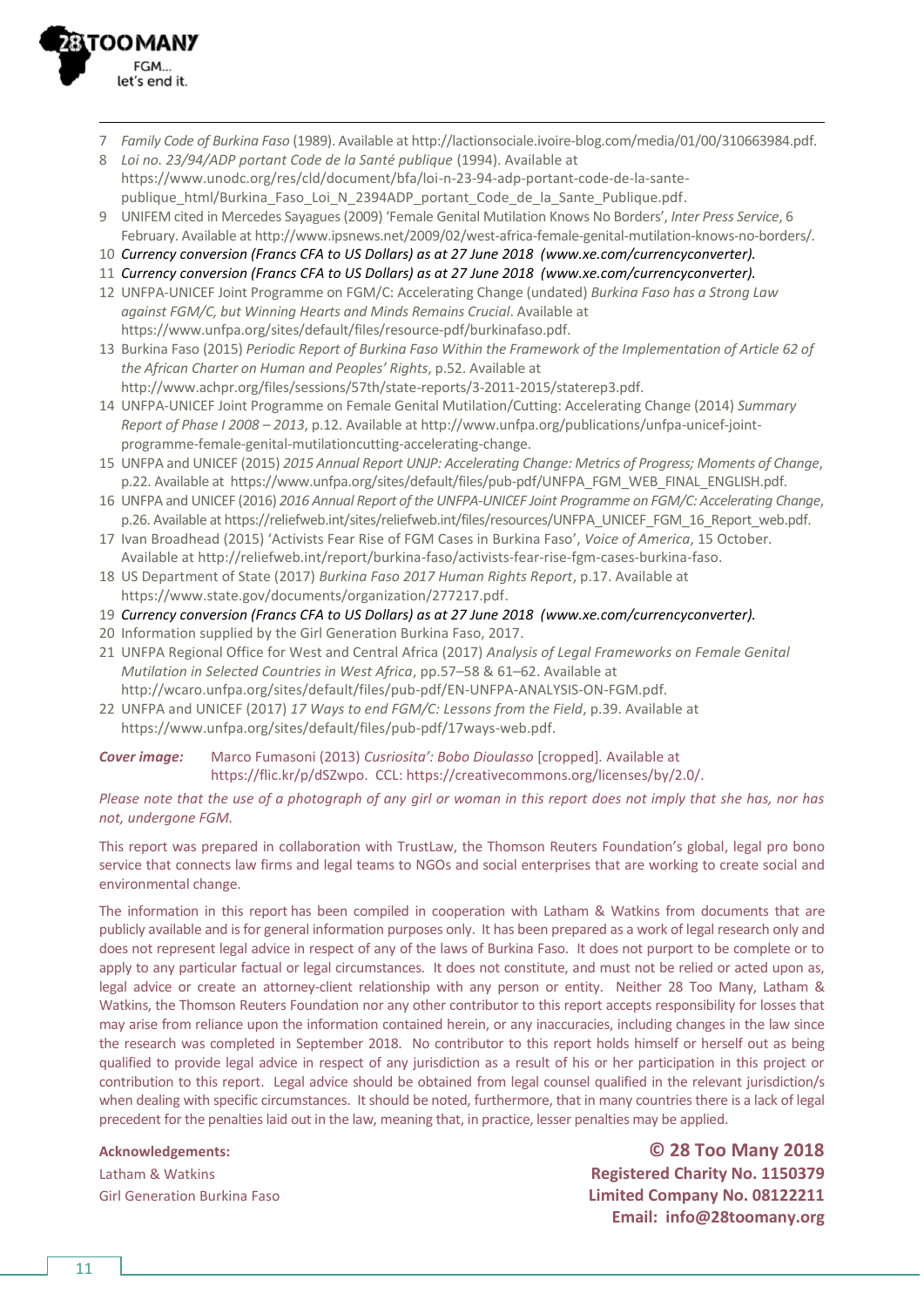7 *Family Code of Burkina Faso* (1989). Available at http://lactionsociale.ivoire-blog.com/media/01/00/310663984.pdf.

8 *Loi no. 23/94/ADP portant Code de la Santé publique* (1994). Available at https://www.unodc.org/res/cld/document/bfa/loi-n-23-94-adp-portant-code-de-la-sante-publique_html/Burkina_Faso_Loi_N_2394ADP_portant_Code_de_la_Sante_Publique.pdf.

9 UNIFEM cited in Mercedes Sayagues (2009) 'Female Genital Mutilation Knows No Borders', *Inter Press Service*, 6 February. Available at http://www.ipsnews.net/2009/02/west-africa-female-genital-mutilation-knows-no-borders/.

10 *Currency conversion (Francs CFA to US Dollars) as at 27 June 2018 (www.xe.com/currencyconverter).*

11 *Currency conversion (Francs CFA to US Dollars) as at 27 June 2018 (www.xe.com/currencyconverter).*

12 UNFPA-UNICEF Joint Programme on FGM/C: Accelerating Change (undated) *Burkina Faso has a Strong Law against FGM/C, but Winning Hearts and Minds Remains Crucial*. Available at https://www.unfpa.org/sites/default/files/resource-pdf/burkinafaso.pdf.

13 Burkina Faso (2015) *Periodic Report of Burkina Faso Within the Framework of the Implementation of Article 62 of the African Charter on Human and Peoples' Rights*, p.52. Available at http://www.achpr.org/files/sessions/57th/state-reports/3-2011-2015/staterep3.pdf.

14 UNFPA-UNICEF Joint Programme on Female Genital Mutilation/Cutting: Accelerating Change (2014) *Summary Report of Phase I 2008 – 2013*, p.12. Available at http://www.unfpa.org/publications/unfpa-unicef-joint-programme-female-genital-mutilationcutting-accelerating-change.

15 UNFPA and UNICEF (2015) *2015 Annual Report UNJP: Accelerating Change: Metrics of Progress; Moments of Change*, p.22. Available at https://www.unfpa.org/sites/default/files/pub-pdf/UNFPA_FGM_WEB_FINAL_ENGLISH.pdf.

16 UNFPA and UNICEF (2016) *2016 Annual Report of the UNFPA-UNICEF Joint Programme on FGM/C: Accelerating Change*, p.26. Available at https://reliefweb.int/sites/reliefweb.int/files/resources/UNFPA_UNICEF_FGM_16_Report_web.pdf.

17 Ivan Broadhead (2015) 'Activists Fear Rise of FGM Cases in Burkina Faso', *Voice of America*, 15 October. Available at http://reliefweb.int/report/burkina-faso/activists-fear-rise-fgm-cases-burkina-faso.

18 US Department of State (2017) *Burkina Faso 2017 Human Rights Report*, p.17. Available at https://www.state.gov/documents/organization/277217.pdf.

19 *Currency conversion (Francs CFA to US Dollars) as at 27 June 2018 (www.xe.com/currencyconverter).*

20 Information supplied by the Girl Generation Burkina Faso, 2017.

21 UNFPA Regional Office for West and Central Africa (2017) *Analysis of Legal Frameworks on Female Genital Mutilation in Selected Countries in West Africa*, pp.57–58 & 61–62. Available at http://wcaro.unfpa.org/sites/default/files/pub-pdf/EN-UNFPA-ANALYSIS-ON-FGM.pdf.

22 UNFPA and UNICEF (2017) *17 Ways to end FGM/C: Lessons from the Field*, p.39. Available at https://www.unfpa.org/sites/default/files/pub-pdf/17ways-web.pdf.

***Cover image:*** Marco Fumasoni (2013) *Cusriosita': Bobo Dioulasso* [cropped]. Available at https://flic.kr/p/dSZwpo. CCL: https://creativecommons.org/licenses/by/2.0/.

*Please note that the use of a photograph of any girl or woman in this report does not imply that she has, nor has not, undergone FGM.*

This report was prepared in collaboration with TrustLaw, the Thomson Reuters Foundation's global, legal pro bono service that connects law firms and legal teams to NGOs and social enterprises that are working to create social and environmental change.

The information in this report has been compiled in cooperation with Latham & Watkins from documents that are publicly available and is for general information purposes only. It has been prepared as a work of legal research only and does not represent legal advice in respect of any of the laws of Burkina Faso. It does not purport to be complete or to apply to any particular factual or legal circumstances. It does not constitute, and must not be relied or acted upon as, legal advice or create an attorney-client relationship with any person or entity. Neither 28 Too Many, Latham & Watkins, the Thomson Reuters Foundation nor any other contributor to this report accepts responsibility for losses that may arise from reliance upon the information contained herein, or any inaccuracies, including changes in the law since the research was completed in September 2018. No contributor to this report holds himself or herself out as being qualified to provide legal advice in respect of any jurisdiction as a result of his or her participation in this project or contribution to this report. Legal advice should be obtained from legal counsel qualified in the relevant jurisdiction/s when dealing with specific circumstances. It should be noted, furthermore, that in many countries there is a lack of legal precedent for the penalties laid out in the law, meaning that, in practice, lesser penalties may be applied.

**Acknowledgements:**

Latham & Watkins

Girl Generation Burkina Faso

**© 28 Too Many 2018**

**Registered Charity No. 1150379**

**Limited Company No. 08122211**

**Email: info@28toomany.org**